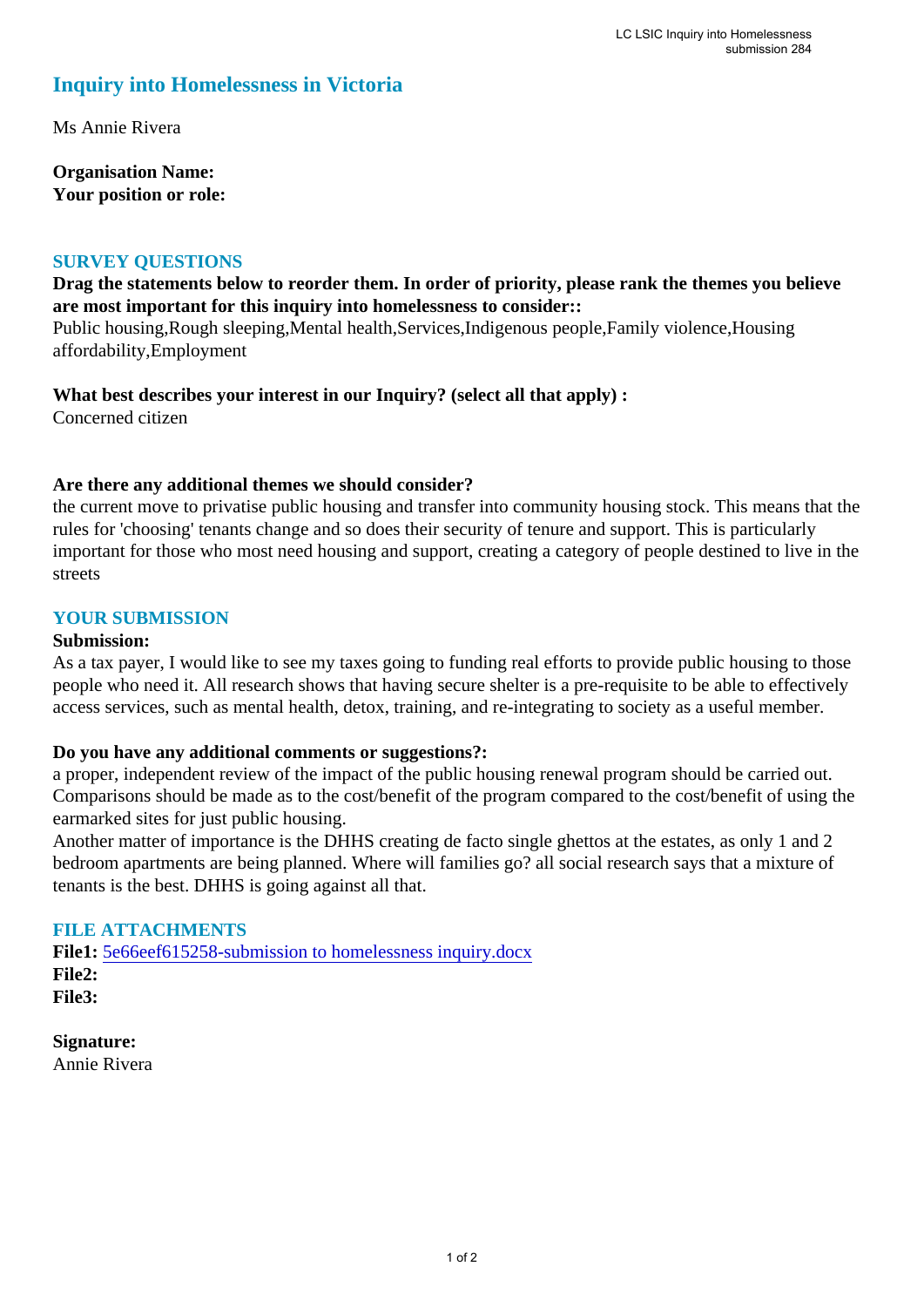# Inquiry into Homelessness in Victoria

Ms Annie Rivera

**Organisation Name:**
**Your position or role:**

## SURVEY QUESTIONS

**Drag the statements below to reorder them. In order of priority, please rank the themes you believe are most important for this inquiry into homelessness to consider::**
Public housing,Rough sleeping,Mental health,Services,Indigenous people,Family violence,Housing affordability,Employment

**What best describes your interest in our Inquiry? (select all that apply) :**
Concerned citizen

**Are there any additional themes we should consider?**
the current move to privatise public housing and transfer into community housing stock. This means that the rules for 'choosing' tenants change and so does their security of tenure and support. This is particularly important for those who most need housing and support, creating a category of people destined to live in the streets

## YOUR SUBMISSION

**Submission:**
As a tax payer, I would like to see my taxes going to funding real efforts to provide public housing to those people who need it. All research shows that having secure shelter is a pre-requisite to be able to effectively access services, such as mental health, detox, training, and re-integrating to society as a useful member.

**Do you have any additional comments or suggestions?:**
a proper, independent review of the impact of the public housing renewal program should be carried out. Comparisons should be made as to the cost/benefit of the program compared to the cost/benefit of using the earmarked sites for just public housing.
Another matter of importance is the DHHS creating de facto single ghettos at the estates, as only 1 and 2 bedroom apartments are being planned. Where will families go? all social research says that a mixture of tenants is the best. DHHS is going against all that.

## FILE ATTACHMENTS

**File1:** 5e66eef615258-submission to homelessness inquiry.docx
**File2:**
**File3:**

**Signature:**
Annie Rivera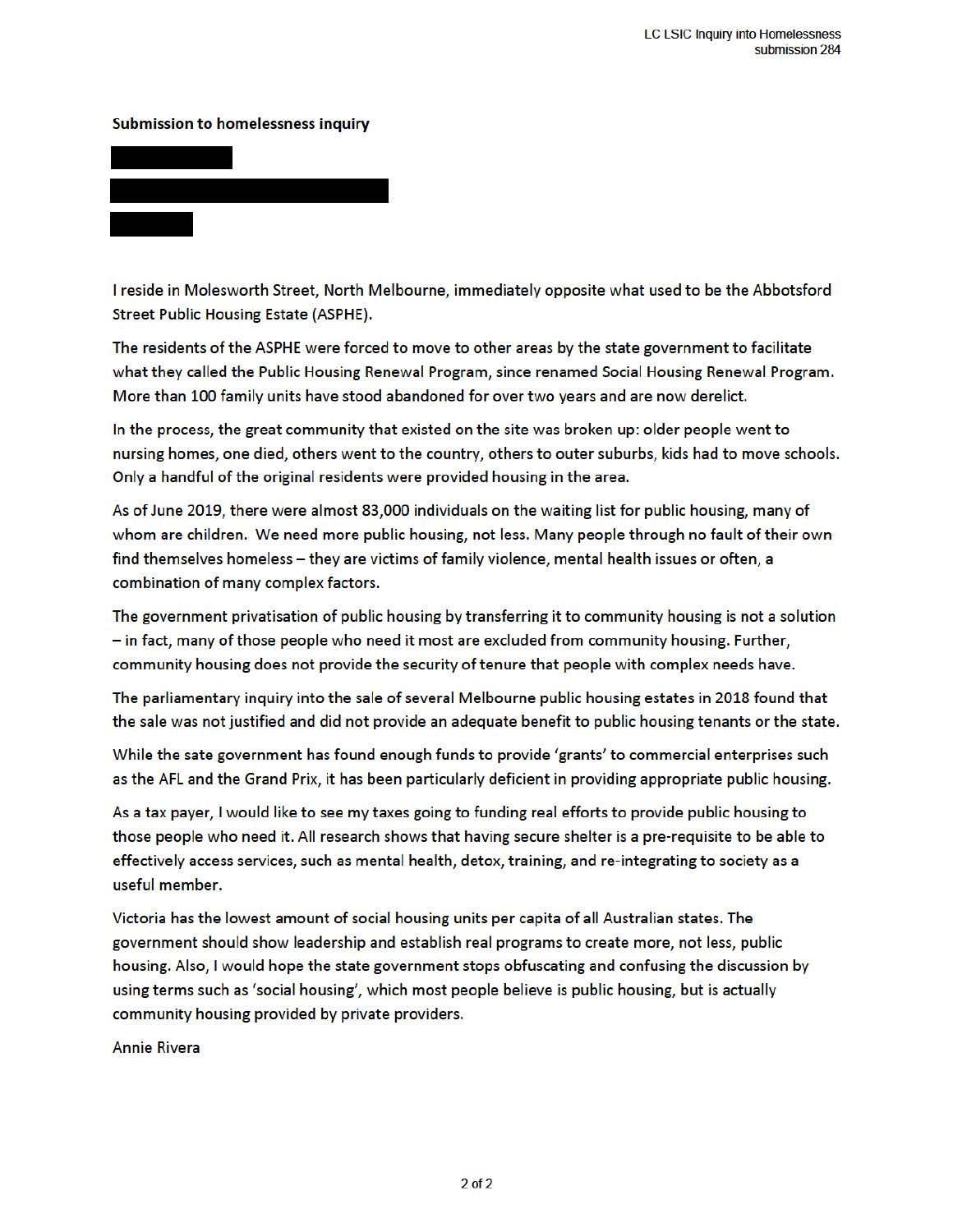**Submission to homelessness inquiry**

I reside in Molesworth Street, North Melbourne, immediately opposite what used to be the Abbotsford Street Public Housing Estate (ASPHE).

The residents of the ASPHE were forced to move to other areas by the state government to facilitate what they called the Public Housing Renewal Program, since renamed Social Housing Renewal Program. More than 100 family units have stood abandoned for over two years and are now derelict.

In the process, the great community that existed on the site was broken up: older people went to nursing homes, one died, others went to the country, others to outer suburbs, kids had to move schools. Only a handful of the original residents were provided housing in the area.

As of June 2019, there were almost 83,000 individuals on the waiting list for public housing, many of whom are children. We need more public housing, not less. Many people through no fault of their own find themselves homeless – they are victims of family violence, mental health issues or often, a combination of many complex factors.

The government privatisation of public housing by transferring it to community housing is not a solution – in fact, many of those people who need it most are excluded from community housing. Further, community housing does not provide the security of tenure that people with complex needs have.

The parliamentary inquiry into the sale of several Melbourne public housing estates in 2018 found that the sale was not justified and did not provide an adequate benefit to public housing tenants or the state.

While the sate government has found enough funds to provide 'grants' to commercial enterprises such as the AFL and the Grand Prix, it has been particularly deficient in providing appropriate public housing.

As a tax payer, I would like to see my taxes going to funding real efforts to provide public housing to those people who need it. All research shows that having secure shelter is a pre-requisite to be able to effectively access services, such as mental health, detox, training, and re-integrating to society as a useful member.

Victoria has the lowest amount of social housing units per capita of all Australian states. The government should show leadership and establish real programs to create more, not less, public housing. Also, I would hope the state government stops obfuscating and confusing the discussion by using terms such as 'social housing', which most people believe is public housing, but is actually community housing provided by private providers.

Annie Rivera